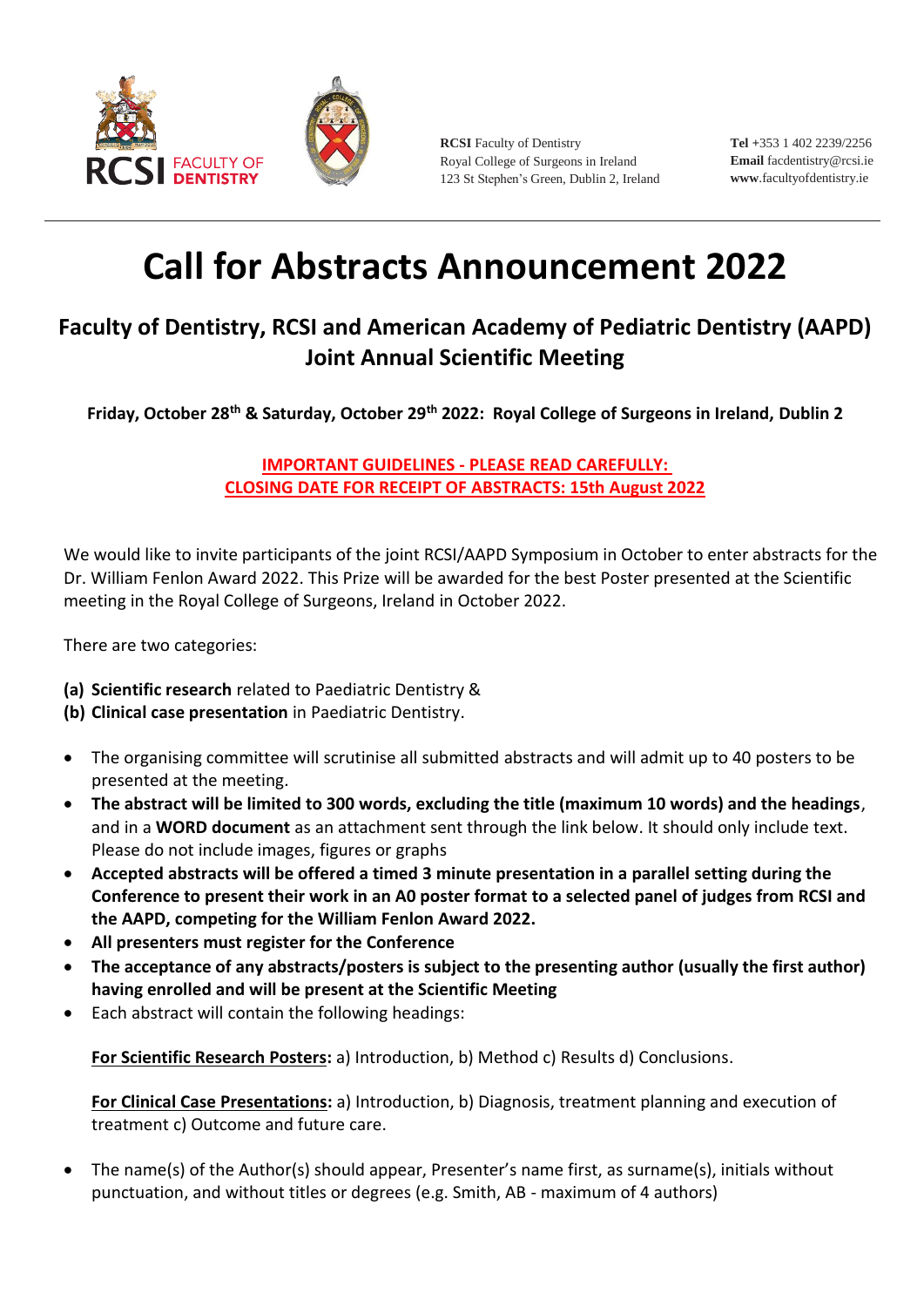RCSI FACULTY OF DENTISTRY

**RCSI** Faculty of Dentistry
Royal College of Surgeons in Ireland
123 St Stephen's Green, Dublin 2, Ireland

**Tel** +353 1 402 2239/2256
**Email** facdentistry@rcsi.ie
**www**.facultyofdentistry.ie

---

# Call for Abstracts Announcement 2022

## Faculty of Dentistry, RCSI and American Academy of Pediatric Dentistry (AAPD) Joint Annual Scientific Meeting

**Friday, October 28th & Saturday, October 29th 2022: Royal College of Surgeons in Ireland, Dublin 2**

**IMPORTANT GUIDELINES - PLEASE READ CAREFULLY:**
**CLOSING DATE FOR RECEIPT OF ABSTRACTS: 15th August 2022**

We would like to invite participants of the joint RCSI/AAPD Symposium in October to enter abstracts for the Dr. William Fenlon Award 2022. This Prize will be awarded for the best Poster presented at the Scientific meeting in the Royal College of Surgeons, Ireland in October 2022.

There are two categories:

**(a) Scientific research** related to Paediatric Dentistry &
**(b) Clinical case presentation** in Paediatric Dentistry.

- The organising committee will scrutinise all submitted abstracts and will admit up to 40 posters to be presented at the meeting.
- **The abstract will be limited to 300 words, excluding the title (maximum 10 words) and the headings**, and in a **WORD document** as an attachment sent through the link below. It should only include text. Please do not include images, figures or graphs
- **Accepted abstracts will be offered a timed 3 minute presentation in a parallel setting during the Conference to present their work in an A0 poster format to a selected panel of judges from RCSI and the AAPD, competing for the William Fenlon Award 2022.**
- **All presenters must register for the Conference**
- **The acceptance of any abstracts/posters is subject to the presenting author (usually the first author) having enrolled and will be present at the Scientific Meeting**
- Each abstract will contain the following headings:

  **For Scientific Research Posters:** a) Introduction, b) Method c) Results d) Conclusions.

  **For Clinical Case Presentations:** a) Introduction, b) Diagnosis, treatment planning and execution of treatment c) Outcome and future care.

- The name(s) of the Author(s) should appear, Presenter's name first, as surname(s), initials without punctuation, and without titles or degrees (e.g. Smith, AB - maximum of 4 authors)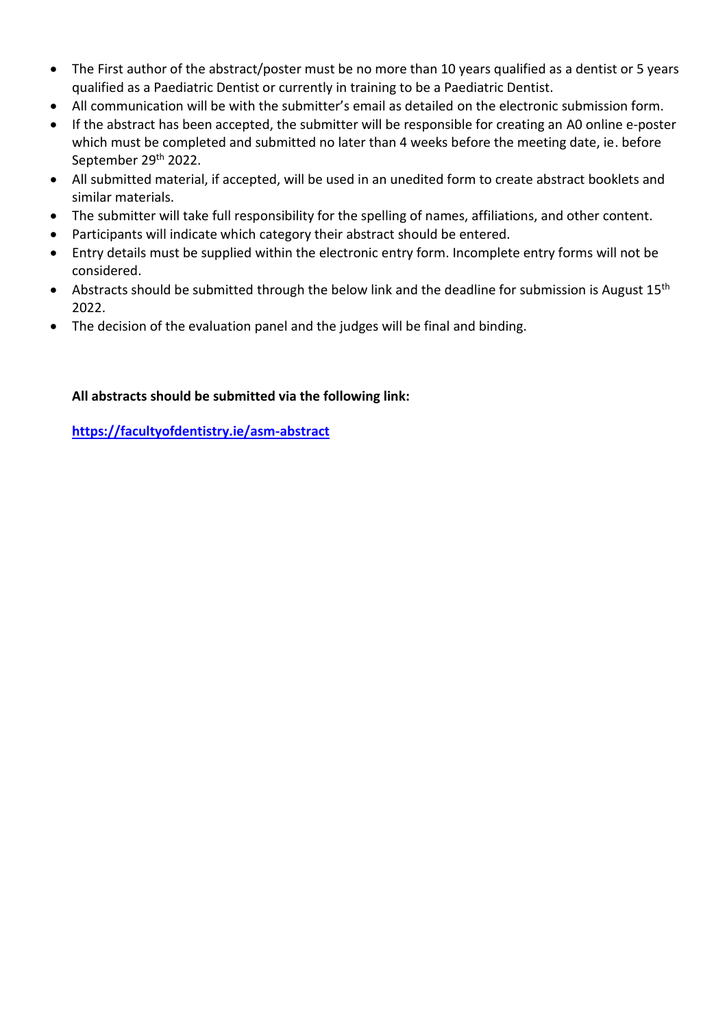- The First author of the abstract/poster must be no more than 10 years qualified as a dentist or 5 years qualified as a Paediatric Dentist or currently in training to be a Paediatric Dentist.
- All communication will be with the submitter's email as detailed on the electronic submission form.
- If the abstract has been accepted, the submitter will be responsible for creating an A0 online e-poster which must be completed and submitted no later than 4 weeks before the meeting date, ie. before September 29th 2022.
- All submitted material, if accepted, will be used in an unedited form to create abstract booklets and similar materials.
- The submitter will take full responsibility for the spelling of names, affiliations, and other content.
- Participants will indicate which category their abstract should be entered.
- Entry details must be supplied within the electronic entry form. Incomplete entry forms will not be considered.
- Abstracts should be submitted through the below link and the deadline for submission is August 15th 2022.
- The decision of the evaluation panel and the judges will be final and binding.

**All abstracts should be submitted via the following link:**

**[https://facultyofdentistry.ie/asm-abstract](https://facultyofdentistry.ie/asm-abstract)**